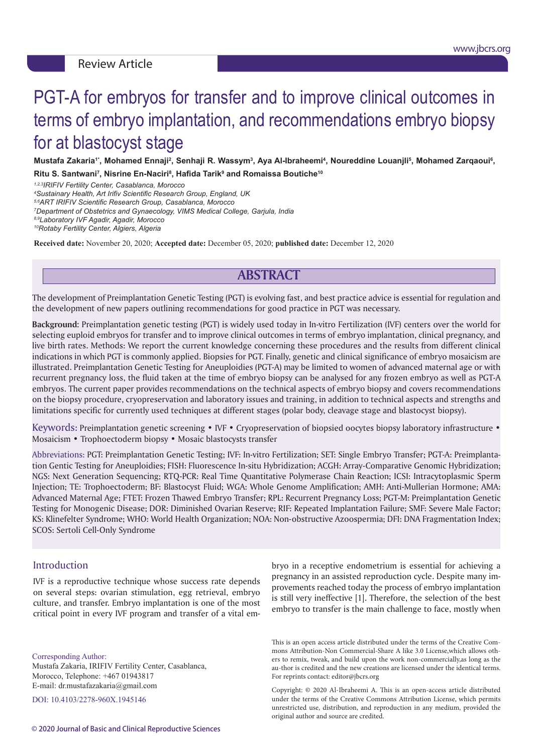Review Article

# PGT-A for embryos for transfer and to improve clinical outcomes in terms of embryo implantation, and recommendations embryo biopsy for at blastocyst stage

**Mustafa Zakaria[1*], Mohamed Ennaji[2], Senhaji R. Wassym[3], Aya Al-Ibraheemi[4], Noureddine Louanjli[5], Mohamed Zarqaoui[6], Ritu S. Santwani[7], Nisrine En-Naciri[8], Hafida Tarik[9] and Romaissa Boutiche[10]**

*[1,2,3]IRIFIV Fertility Center, Casablanca, Morocco*
*[4]Sustainary Health, Art Irifiv Scientific Research Group, England, UK*
*[5,6]ART IRIFIV Scientific Research Group, Casablanca, Morocco*
*[7]Department of Obstetrics and Gynaecology, VIMS Medical College, Garjula, India*
*[8,9]Laboratory IVF Agadir, Agadir, Morocco*
*[10]Rotaby Fertility Center, Algiers, Algeria*

**Received date:** November 20, 2020; **Accepted date:** December 05, 2020; **published date:** December 12, 2020

## ABSTRACT

The development of Preimplantation Genetic Testing (PGT) is evolving fast, and best practice advice is essential for regulation and the development of new papers outlining recommendations for good practice in PGT was necessary.

**Background**: Preimplantation genetic testing (PGT) is widely used today in In-vitro Fertilization (IVF) centers over the world for selecting euploid embryos for transfer and to improve clinical outcomes in terms of embryo implantation, clinical pregnancy, and live birth rates. Methods: We report the current knowledge concerning these procedures and the results from different clinical indications in which PGT is commonly applied. Biopsies for PGT. Finally, genetic and clinical significance of embryo mosaicism are illustrated. Preimplantation Genetic Testing for Aneuploidies (PGT-A) may be limited to women of advanced maternal age or with recurrent pregnancy loss, the fluid taken at the time of embryo biopsy can be analysed for any frozen embryo as well as PGT-A embryos. The current paper provides recommendations on the technical aspects of embryo biopsy and covers recommendations on the biopsy procedure, cryopreservation and laboratory issues and training, in addition to technical aspects and strengths and limitations specific for currently used techniques at different stages (polar body, cleavage stage and blastocyst biopsy).

Keywords: Preimplantation genetic screening • IVF • Cryopreservation of biopsied oocytes biopsy laboratory infrastructure • Mosaicism • Trophoectoderm biopsy • Mosaic blastocysts transfer

Abbreviations: PGT: Preimplantation Genetic Testing; IVF: In-vitro Fertilization; SET: Single Embryo Transfer; PGT-A: Preimplantation Gentic Testing for Aneuploidies; FISH: Fluorescence In-situ Hybridization; ACGH: Array-Comparative Genomic Hybridization; NGS: Next Generation Sequencing; RTQ-PCR: Real Time Quantitative Polymerase Chain Reaction; ICSI: Intracytoplasmic Sperm Injection; TE: Trophoectoderm; BF: Blastocyst Fluid; WGA: Whole Genome Amplification; AMH: Anti-Mullerian Hormone; AMA: Advanced Maternal Age; FTET: Frozen Thawed Embryo Transfer; RPL: Recurrent Pregnancy Loss; PGT-M: Preimplantation Genetic Testing for Monogenic Disease; DOR: Diminished Ovarian Reserve; RIF: Repeated Implantation Failure; SMF: Severe Male Factor; KS: Klinefelter Syndrome; WHO: World Health Organization; NOA: Non-obstructive Azoospermia; DFI: DNA Fragmentation Index; SCOS: Sertoli Cell-Only Syndrome

## Introduction

IVF is a reproductive technique whose success rate depends on several steps: ovarian stimulation, egg retrieval, embryo culture, and transfer. Embryo implantation is one of the most critical point in every IVF program and transfer of a vital embryo in a receptive endometrium is essential for achieving a pregnancy in an assisted reproduction cycle. Despite many improvements reached today the process of embryo implantation is still very ineffective [1]. Therefore, the selection of the best embryo to transfer is the main challenge to face, mostly when

Corresponding Author:
Mustafa Zakaria, IRIFIV Fertility Center, Casablanca, Morocco, Telephone: +467 01943817
E-mail: dr.mustafazakaria@gmail.com

DOI: 10.4103/2278-960X.1945146

This is an open access article distributed under the terms of the Creative Commons Attribution-Non Commercial-Share A like 3.0 License,which allows others to remix, tweak, and build upon the work non-commercially,as long as the au-thor is credited and the new creations are licensed under the identical terms. For reprints contact: editor@jbcrs.org

Copyright: © 2020 Al-Ibraheemi A. This is an open-access article distributed under the terms of the Creative Commons Attribution License, which permits unrestricted use, distribution, and reproduction in any medium, provided the original author and source are credited.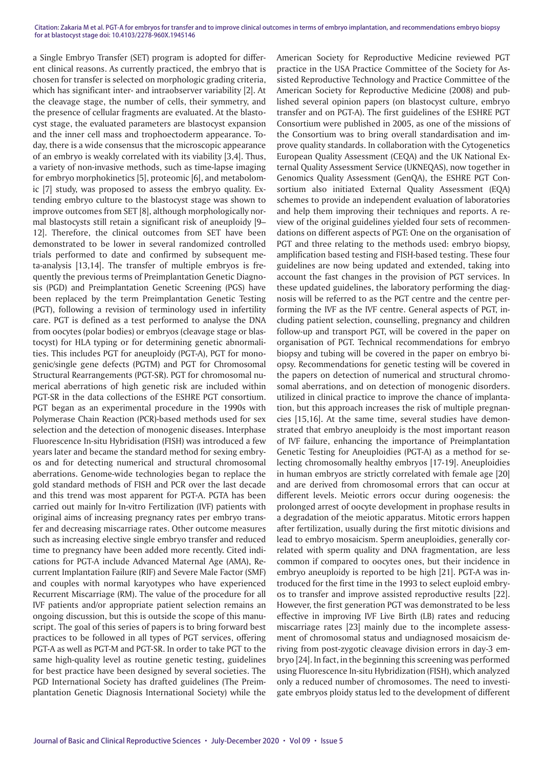a Single Embryo Transfer (SET) program is adopted for different clinical reasons. As currently practiced, the embryo that is chosen for transfer is selected on morphologic grading criteria, which has significant inter- and intraobserver variability [2]. At the cleavage stage, the number of cells, their symmetry, and the presence of cellular fragments are evaluated. At the blastocyst stage, the evaluated parameters are blastocyst expansion and the inner cell mass and trophoectoderm appearance. Today, there is a wide consensus that the microscopic appearance of an embryo is weakly correlated with its viability [3,4]. Thus, a variety of non-invasive methods, such as time-lapse imaging for embryo morphokinetics [5], proteomic [6], and metabolomic [7] study, was proposed to assess the embryo quality. Extending embryo culture to the blastocyst stage was shown to improve outcomes from SET [8], although morphologically normal blastocysts still retain a significant risk of aneuploidy [9–12]. Therefore, the clinical outcomes from SET have been demonstrated to be lower in several randomized controlled trials performed to date and confirmed by subsequent meta-analysis [13,14]. The transfer of multiple embryos is frequently the previous terms of Preimplantation Genetic Diagnosis (PGD) and Preimplantation Genetic Screening (PGS) have been replaced by the term Preimplantation Genetic Testing (PGT), following a revision of terminology used in infertility care. PGT is defined as a test performed to analyse the DNA from oocytes (polar bodies) or embryos (cleavage stage or blastocyst) for HLA typing or for determining genetic abnormalities. This includes PGT for aneuploidy (PGT-A), PGT for monogenic/single gene defects (PGTM) and PGT for Chromosomal Structural Rearrangements (PGT-SR). PGT for chromosomal numerical aberrations of high genetic risk are included within PGT-SR in the data collections of the ESHRE PGT consortium. PGT began as an experimental procedure in the 1990s with Polymerase Chain Reaction (PCR)-based methods used for sex selection and the detection of monogenic diseases. Interphase Fluorescence In-situ Hybridisation (FISH) was introduced a few years later and became the standard method for sexing embryos and for detecting numerical and structural chromosomal aberrations. Genome-wide technologies began to replace the gold standard methods of FISH and PCR over the last decade and this trend was most apparent for PGT-A. PGTA has been carried out mainly for In-vitro Fertilization (IVF) patients with original aims of increasing pregnancy rates per embryo transfer and decreasing miscarriage rates. Other outcome measures such as increasing elective single embryo transfer and reduced time to pregnancy have been added more recently. Cited indications for PGT-A include Advanced Maternal Age (AMA), Recurrent Implantation Failure (RIF) and Severe Male Factor (SMF) and couples with normal karyotypes who have experienced Recurrent Miscarriage (RM). The value of the procedure for all IVF patients and/or appropriate patient selection remains an ongoing discussion, but this is outside the scope of this manuscript. The goal of this series of papers is to bring forward best practices to be followed in all types of PGT services, offering PGT-A as well as PGT-M and PGT-SR. In order to take PGT to the same high-quality level as routine genetic testing, guidelines for best practice have been designed by several societies. The PGD International Society has drafted guidelines (The Preimplantation Genetic Diagnosis International Society) while the American Society for Reproductive Medicine reviewed PGT practice in the USA Practice Committee of the Society for Assisted Reproductive Technology and Practice Committee of the American Society for Reproductive Medicine (2008) and published several opinion papers (on blastocyst culture, embryo transfer and on PGT-A). The first guidelines of the ESHRE PGT Consortium were published in 2005, as one of the missions of the Consortium was to bring overall standardisation and improve quality standards. In collaboration with the Cytogenetics European Quality Assessment (CEQA) and the UK National External Quality Assessment Service (UKNEQAS), now together in Genomics Quality Assessment (GenQA), the ESHRE PGT Consortium also initiated External Quality Assessment (EQA) schemes to provide an independent evaluation of laboratories and help them improving their techniques and reports. A review of the original guidelines yielded four sets of recommendations on different aspects of PGT: One on the organisation of PGT and three relating to the methods used: embryo biopsy, amplification based testing and FISH-based testing. These four guidelines are now being updated and extended, taking into account the fast changes in the provision of PGT services. In these updated guidelines, the laboratory performing the diagnosis will be referred to as the PGT centre and the centre performing the IVF as the IVF centre. General aspects of PGT, including patient selection, counselling, pregnancy and children follow-up and transport PGT, will be covered in the paper on organisation of PGT. Technical recommendations for embryo biopsy and tubing will be covered in the paper on embryo biopsy. Recommendations for genetic testing will be covered in the papers on detection of numerical and structural chromosomal aberrations, and on detection of monogenic disorders. utilized in clinical practice to improve the chance of implantation, but this approach increases the risk of multiple pregnancies [15,16]. At the same time, several studies have demonstrated that embryo aneuploidy is the most important reason of IVF failure, enhancing the importance of Preimplantation Genetic Testing for Aneuploidies (PGT-A) as a method for selecting chromosomally healthy embryos [17-19]. Aneuploidies in human embryos are strictly correlated with female age [20] and are derived from chromosomal errors that can occur at different levels. Meiotic errors occur during oogenesis: the prolonged arrest of oocyte development in prophase results in a degradation of the meiotic apparatus. Mitotic errors happen after fertilization, usually during the first mitotic divisions and lead to embryo mosaicism. Sperm aneuploidies, generally correlated with sperm quality and DNA fragmentation, are less common if compared to oocytes ones, but their incidence in embryo aneuploidy is reported to be high [21]. PGT-A was introduced for the first time in the 1993 to select euploid embryos to transfer and improve assisted reproductive results [22]. However, the first generation PGT was demonstrated to be less effective in improving IVF Live Birth (LB) rates and reducing miscarriage rates [23] mainly due to the incomplete assessment of chromosomal status and undiagnosed mosaicism deriving from post-zygotic cleavage division errors in day-3 embryo [24]. In fact, in the beginning this screening was performed using Fluorescence In-situ Hybridization (FISH), which analyzed only a reduced number of chromosomes. The need to investigate embryos ploidy status led to the development of different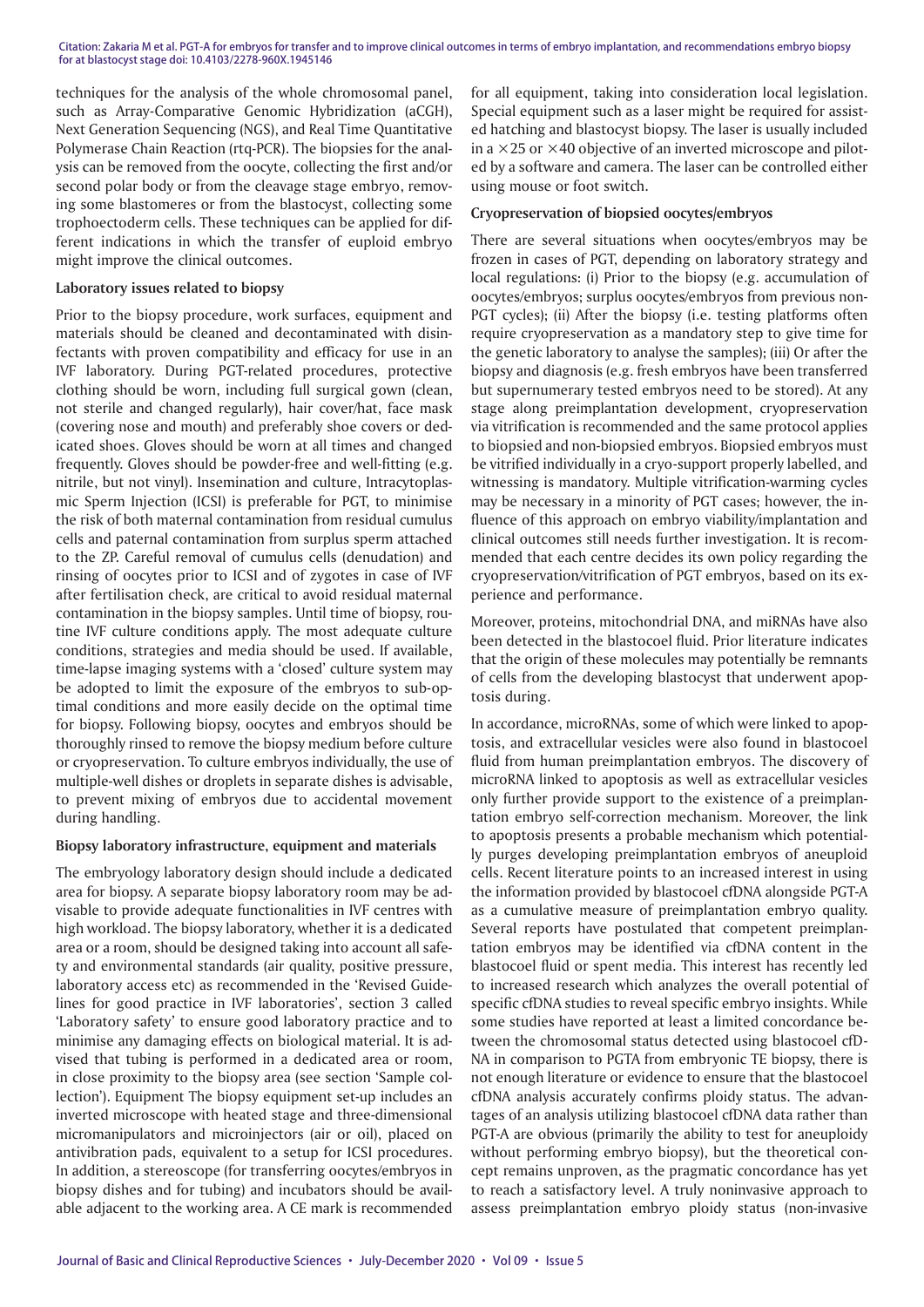techniques for the analysis of the whole chromosomal panel, such as Array-Comparative Genomic Hybridization (aCGH), Next Generation Sequencing (NGS), and Real Time Quantitative Polymerase Chain Reaction (rtq-PCR). The biopsies for the analysis can be removed from the oocyte, collecting the first and/or second polar body or from the cleavage stage embryo, removing some blastomeres or from the blastocyst, collecting some trophoectoderm cells. These techniques can be applied for different indications in which the transfer of euploid embryo might improve the clinical outcomes.

**Laboratory issues related to biopsy**

Prior to the biopsy procedure, work surfaces, equipment and materials should be cleaned and decontaminated with disinfectants with proven compatibility and efficacy for use in an IVF laboratory. During PGT-related procedures, protective clothing should be worn, including full surgical gown (clean, not sterile and changed regularly), hair cover/hat, face mask (covering nose and mouth) and preferably shoe covers or dedicated shoes. Gloves should be worn at all times and changed frequently. Gloves should be powder-free and well-fitting (e.g. nitrile, but not vinyl). Insemination and culture, Intracytoplasmic Sperm Injection (ICSI) is preferable for PGT, to minimise the risk of both maternal contamination from residual cumulus cells and paternal contamination from surplus sperm attached to the ZP. Careful removal of cumulus cells (denudation) and rinsing of oocytes prior to ICSI and of zygotes in case of IVF after fertilisation check, are critical to avoid residual maternal contamination in the biopsy samples. Until time of biopsy, routine IVF culture conditions apply. The most adequate culture conditions, strategies and media should be used. If available, time-lapse imaging systems with a 'closed' culture system may be adopted to limit the exposure of the embryos to sub-optimal conditions and more easily decide on the optimal time for biopsy. Following biopsy, oocytes and embryos should be thoroughly rinsed to remove the biopsy medium before culture or cryopreservation. To culture embryos individually, the use of multiple-well dishes or droplets in separate dishes is advisable, to prevent mixing of embryos due to accidental movement during handling.

**Biopsy laboratory infrastructure, equipment and materials**

The embryology laboratory design should include a dedicated area for biopsy. A separate biopsy laboratory room may be advisable to provide adequate functionalities in IVF centres with high workload. The biopsy laboratory, whether it is a dedicated area or a room, should be designed taking into account all safety and environmental standards (air quality, positive pressure, laboratory access etc) as recommended in the 'Revised Guidelines for good practice in IVF laboratories', section 3 called 'Laboratory safety' to ensure good laboratory practice and to minimise any damaging effects on biological material. It is advised that tubing is performed in a dedicated area or room, in close proximity to the biopsy area (see section 'Sample collection'). Equipment The biopsy equipment set-up includes an inverted microscope with heated stage and three-dimensional micromanipulators and microinjectors (air or oil), placed on antivibration pads, equivalent to a setup for ICSI procedures. In addition, a stereoscope (for transferring oocytes/embryos in biopsy dishes and for tubing) and incubators should be available adjacent to the working area. A CE mark is recommended for all equipment, taking into consideration local legislation. Special equipment such as a laser might be required for assisted hatching and blastocyst biopsy. The laser is usually included in a ×25 or ×40 objective of an inverted microscope and piloted by a software and camera. The laser can be controlled either using mouse or foot switch.

**Cryopreservation of biopsied oocytes/embryos**

There are several situations when oocytes/embryos may be frozen in cases of PGT, depending on laboratory strategy and local regulations: (i) Prior to the biopsy (e.g. accumulation of oocytes/embryos; surplus oocytes/embryos from previous non-PGT cycles); (ii) After the biopsy (i.e. testing platforms often require cryopreservation as a mandatory step to give time for the genetic laboratory to analyse the samples); (iii) Or after the biopsy and diagnosis (e.g. fresh embryos have been transferred but supernumerary tested embryos need to be stored). At any stage along preimplantation development, cryopreservation via vitrification is recommended and the same protocol applies to biopsied and non-biopsied embryos. Biopsied embryos must be vitrified individually in a cryo-support properly labelled, and witnessing is mandatory. Multiple vitrification-warming cycles may be necessary in a minority of PGT cases; however, the influence of this approach on embryo viability/implantation and clinical outcomes still needs further investigation. It is recommended that each centre decides its own policy regarding the cryopreservation/vitrification of PGT embryos, based on its experience and performance.

Moreover, proteins, mitochondrial DNA, and miRNAs have also been detected in the blastocoel fluid. Prior literature indicates that the origin of these molecules may potentially be remnants of cells from the developing blastocyst that underwent apoptosis during.

In accordance, microRNAs, some of which were linked to apoptosis, and extracellular vesicles were also found in blastocoel fluid from human preimplantation embryos. The discovery of microRNA linked to apoptosis as well as extracellular vesicles only further provide support to the existence of a preimplantation embryo self-correction mechanism. Moreover, the link to apoptosis presents a probable mechanism which potentially purges developing preimplantation embryos of aneuploid cells. Recent literature points to an increased interest in using the information provided by blastocoel cfDNA alongside PGT-A as a cumulative measure of preimplantation embryo quality. Several reports have postulated that competent preimplantation embryos may be identified via cfDNA content in the blastocoel fluid or spent media. This interest has recently led to increased research which analyzes the overall potential of specific cfDNA studies to reveal specific embryo insights. While some studies have reported at least a limited concordance between the chromosomal status detected using blastocoel cfDNA in comparison to PGTA from embryonic TE biopsy, there is not enough literature or evidence to ensure that the blastocoel cfDNA analysis accurately confirms ploidy status. The advantages of an analysis utilizing blastocoel cfDNA data rather than PGT-A are obvious (primarily the ability to test for aneuploidy without performing embryo biopsy), but the theoretical concept remains unproven, as the pragmatic concordance has yet to reach a satisfactory level. A truly noninvasive approach to assess preimplantation embryo ploidy status (non-invasive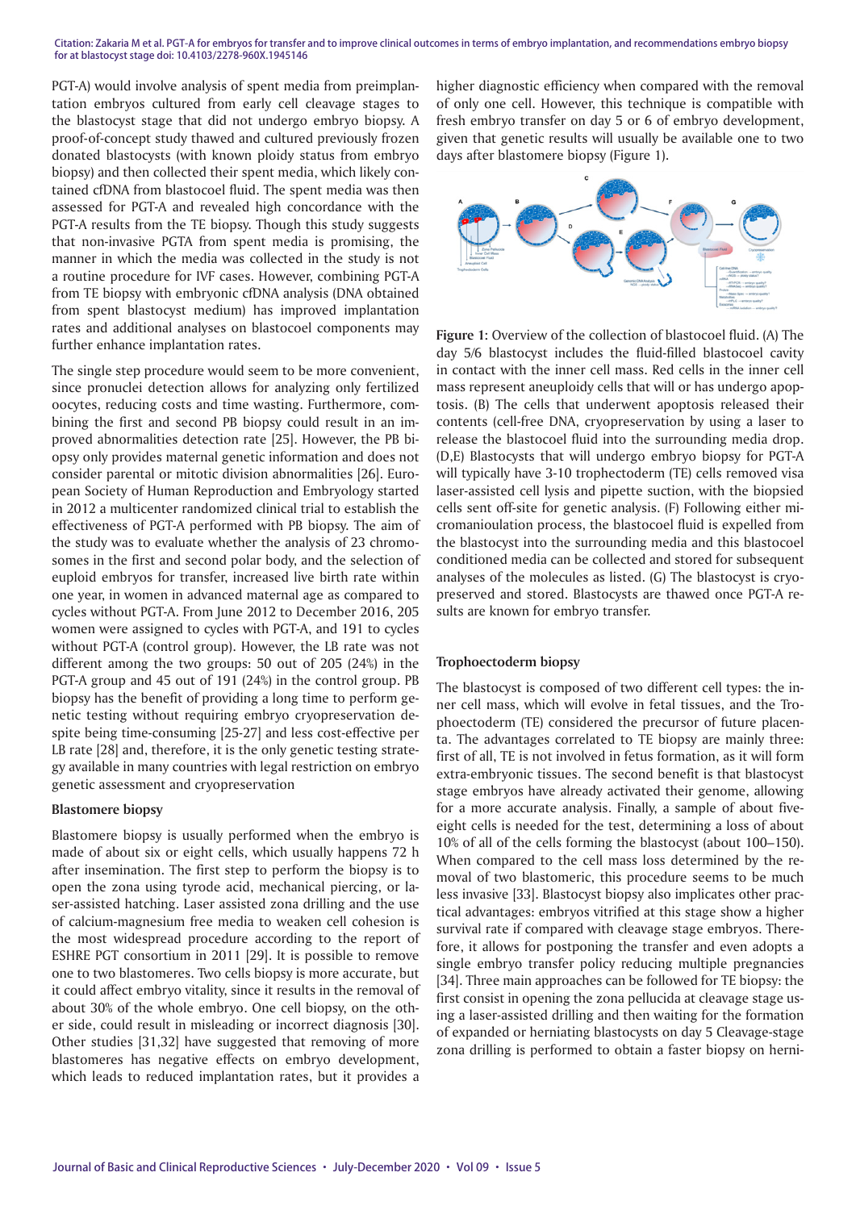PGT-A) would involve analysis of spent media from preimplantation embryos cultured from early cell cleavage stages to the blastocyst stage that did not undergo embryo biopsy. A proof-of-concept study thawed and cultured previously frozen donated blastocysts (with known ploidy status from embryo biopsy) and then collected their spent media, which likely contained cfDNA from blastocoel fluid. The spent media was then assessed for PGT-A and revealed high concordance with the PGT-A results from the TE biopsy. Though this study suggests that non-invasive PGTA from spent media is promising, the manner in which the media was collected in the study is not a routine procedure for IVF cases. However, combining PGT-A from TE biopsy with embryonic cfDNA analysis (DNA obtained from spent blastocyst medium) has improved implantation rates and additional analyses on blastocoel components may further enhance implantation rates.

The single step procedure would seem to be more convenient, since pronuclei detection allows for analyzing only fertilized oocytes, reducing costs and time wasting. Furthermore, combining the first and second PB biopsy could result in an improved abnormalities detection rate [25]. However, the PB biopsy only provides maternal genetic information and does not consider parental or mitotic division abnormalities [26]. European Society of Human Reproduction and Embryology started in 2012 a multicenter randomized clinical trial to establish the effectiveness of PGT-A performed with PB biopsy. The aim of the study was to evaluate whether the analysis of 23 chromosomes in the first and second polar body, and the selection of euploid embryos for transfer, increased live birth rate within one year, in women in advanced maternal age as compared to cycles without PGT-A. From June 2012 to December 2016, 205 women were assigned to cycles with PGT-A, and 191 to cycles without PGT-A (control group). However, the LB rate was not different among the two groups: 50 out of 205 (24%) in the PGT-A group and 45 out of 191 (24%) in the control group. PB biopsy has the benefit of providing a long time to perform genetic testing without requiring embryo cryopreservation despite being time-consuming [25-27] and less cost-effective per LB rate [28] and, therefore, it is the only genetic testing strategy available in many countries with legal restriction on embryo genetic assessment and cryopreservation

#### Blastomere biopsy

Blastomere biopsy is usually performed when the embryo is made of about six or eight cells, which usually happens 72 h after insemination. The first step to perform the biopsy is to open the zona using tyrode acid, mechanical piercing, or laser-assisted hatching. Laser assisted zona drilling and the use of calcium-magnesium free media to weaken cell cohesion is the most widespread procedure according to the report of ESHRE PGT consortium in 2011 [29]. It is possible to remove one to two blastomeres. Two cells biopsy is more accurate, but it could affect embryo vitality, since it results in the removal of about 30% of the whole embryo. One cell biopsy, on the other side, could result in misleading or incorrect diagnosis [30]. Other studies [31,32] have suggested that removing of more blastomeres has negative effects on embryo development, which leads to reduced implantation rates, but it provides a higher diagnostic efficiency when compared with the removal of only one cell. However, this technique is compatible with fresh embryo transfer on day 5 or 6 of embryo development, given that genetic results will usually be available one to two days after blastomere biopsy (Figure 1).

**Figure 1:** Overview of the collection of blastocoel fluid. (A) The day 5/6 blastocyst includes the fluid-filled blastocoel cavity in contact with the inner cell mass. Red cells in the inner cell mass represent aneuploidy cells that will or has undergo apoptosis. (B) The cells that underwent apoptosis released their contents (cell-free DNA, cryopreservation by using a laser to release the blastocoel fluid into the surrounding media drop. (D,E) Blastocysts that will undergo embryo biopsy for PGT-A will typically have 3-10 trophectoderm (TE) cells removed visa laser-assisted cell lysis and pipette suction, with the biopsied cells sent off-site for genetic analysis. (F) Following either micromanioulation process, the blastocoel fluid is expelled from the blastocyst into the surrounding media and this blastocoel conditioned media can be collected and stored for subsequent analyses of the molecules as listed. (G) The blastocyst is cryopreserved and stored. Blastocysts are thawed once PGT-A results are known for embryo transfer.

#### Trophoectoderm biopsy

The blastocyst is composed of two different cell types: the inner cell mass, which will evolve in fetal tissues, and the Trophoectoderm (TE) considered the precursor of future placenta. The advantages correlated to TE biopsy are mainly three: first of all, TE is not involved in fetus formation, as it will form extra-embryonic tissues. The second benefit is that blastocyst stage embryos have already activated their genome, allowing for a more accurate analysis. Finally, a sample of about five-eight cells is needed for the test, determining a loss of about 10% of all of the cells forming the blastocyst (about 100–150). When compared to the cell mass loss determined by the removal of two blastomeric, this procedure seems to be much less invasive [33]. Blastocyst biopsy also implicates other practical advantages: embryos vitrified at this stage show a higher survival rate if compared with cleavage stage embryos. Therefore, it allows for postponing the transfer and even adopts a single embryo transfer policy reducing multiple pregnancies [34]. Three main approaches can be followed for TE biopsy: the first consist in opening the zona pellucida at cleavage stage using a laser-assisted drilling and then waiting for the formation of expanded or herniating blastocysts on day 5 Cleavage-stage zona drilling is performed to obtain a faster biopsy on herni-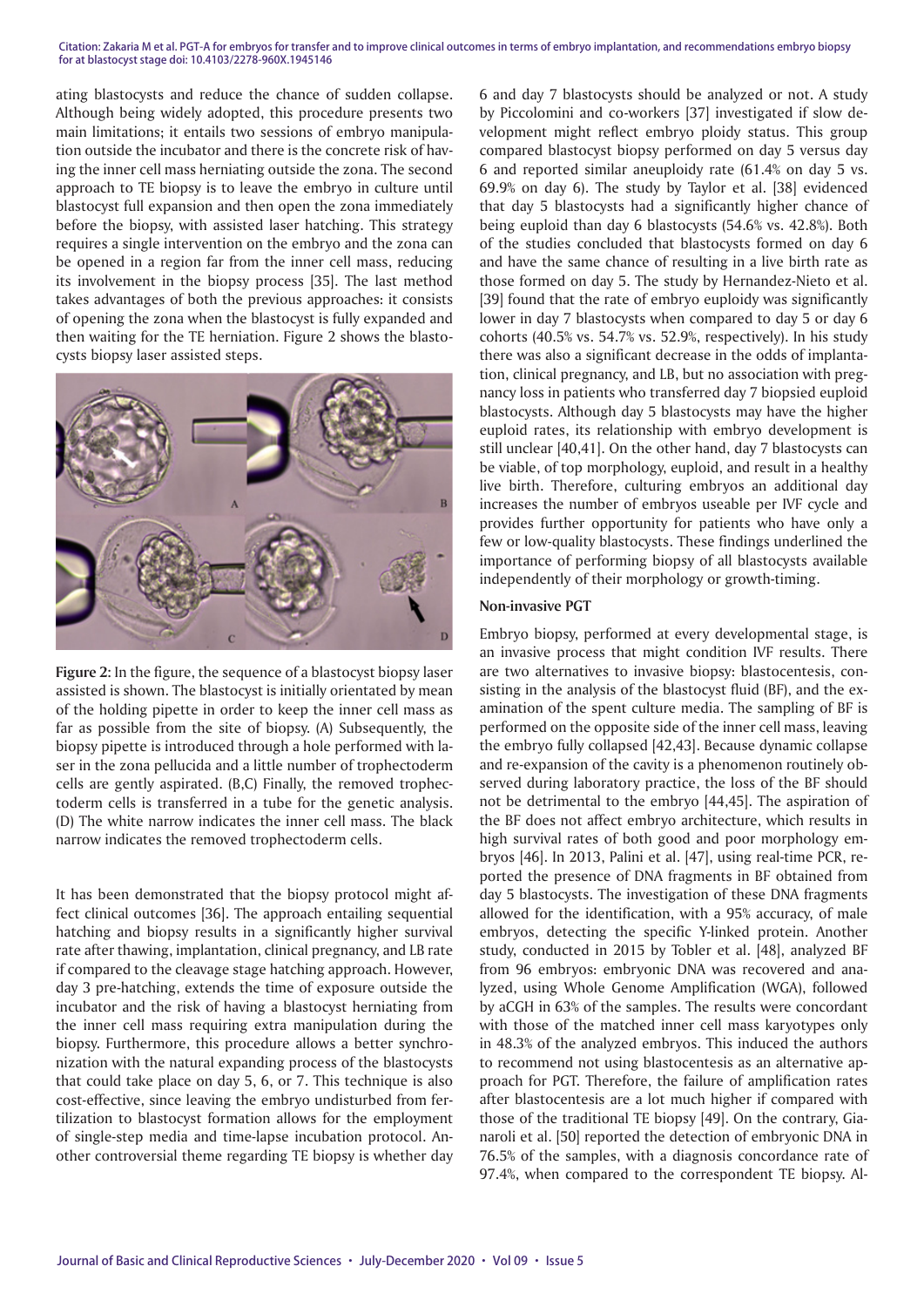ating blastocysts and reduce the chance of sudden collapse. Although being widely adopted, this procedure presents two main limitations; it entails two sessions of embryo manipulation outside the incubator and there is the concrete risk of having the inner cell mass herniating outside the zona. The second approach to TE biopsy is to leave the embryo in culture until blastocyst full expansion and then open the zona immediately before the biopsy, with assisted laser hatching. This strategy requires a single intervention on the embryo and the zona can be opened in a region far from the inner cell mass, reducing its involvement in the biopsy process [35]. The last method takes advantages of both the previous approaches: it consists of opening the zona when the blastocyst is fully expanded and then waiting for the TE herniation. Figure 2 shows the blastocysts biopsy laser assisted steps.

**Figure 2:** In the figure, the sequence of a blastocyst biopsy laser assisted is shown. The blastocyst is initially orientated by mean of the holding pipette in order to keep the inner cell mass as far as possible from the site of biopsy. (A) Subsequently, the biopsy pipette is introduced through a hole performed with laser in the zona pellucida and a little number of trophectoderm cells are gently aspirated. (B,C) Finally, the removed trophectoderm cells is transferred in a tube for the genetic analysis. (D) The white narrow indicates the inner cell mass. The black narrow indicates the removed trophectoderm cells.

It has been demonstrated that the biopsy protocol might affect clinical outcomes [36]. The approach entailing sequential hatching and biopsy results in a significantly higher survival rate after thawing, implantation, clinical pregnancy, and LB rate if compared to the cleavage stage hatching approach. However, day 3 pre-hatching, extends the time of exposure outside the incubator and the risk of having a blastocyst herniating from the inner cell mass requiring extra manipulation during the biopsy. Furthermore, this procedure allows a better synchronization with the natural expanding process of the blastocysts that could take place on day 5, 6, or 7. This technique is also cost-effective, since leaving the embryo undisturbed from fertilization to blastocyst formation allows for the employment of single-step media and time-lapse incubation protocol. Another controversial theme regarding TE biopsy is whether day 6 and day 7 blastocysts should be analyzed or not. A study by Piccolomini and co-workers [37] investigated if slow development might reflect embryo ploidy status. This group compared blastocyst biopsy performed on day 5 versus day 6 and reported similar aneuploidy rate (61.4% on day 5 vs. 69.9% on day 6). The study by Taylor et al. [38] evidenced that day 5 blastocysts had a significantly higher chance of being euploid than day 6 blastocysts (54.6% vs. 42.8%). Both of the studies concluded that blastocysts formed on day 6 and have the same chance of resulting in a live birth rate as those formed on day 5. The study by Hernandez-Nieto et al. [39] found that the rate of embryo euploidy was significantly lower in day 7 blastocysts when compared to day 5 or day 6 cohorts (40.5% vs. 54.7% vs. 52.9%, respectively). In his study there was also a significant decrease in the odds of implantation, clinical pregnancy, and LB, but no association with pregnancy loss in patients who transferred day 7 biopsied euploid blastocysts. Although day 5 blastocysts may have the higher euploid rates, its relationship with embryo development is still unclear [40,41]. On the other hand, day 7 blastocysts can be viable, of top morphology, euploid, and result in a healthy live birth. Therefore, culturing embryos an additional day increases the number of embryos useable per IVF cycle and provides further opportunity for patients who have only a few or low-quality blastocysts. These findings underlined the importance of performing biopsy of all blastocysts available independently of their morphology or growth-timing.

### Non-invasive PGT

Embryo biopsy, performed at every developmental stage, is an invasive process that might condition IVF results. There are two alternatives to invasive biopsy: blastocentesis, consisting in the analysis of the blastocyst fluid (BF), and the examination of the spent culture media. The sampling of BF is performed on the opposite side of the inner cell mass, leaving the embryo fully collapsed [42,43]. Because dynamic collapse and re-expansion of the cavity is a phenomenon routinely observed during laboratory practice, the loss of the BF should not be detrimental to the embryo [44,45]. The aspiration of the BF does not affect embryo architecture, which results in high survival rates of both good and poor morphology embryos [46]. In 2013, Palini et al. [47], using real-time PCR, reported the presence of DNA fragments in BF obtained from day 5 blastocysts. The investigation of these DNA fragments allowed for the identification, with a 95% accuracy, of male embryos, detecting the specific Y-linked protein. Another study, conducted in 2015 by Tobler et al. [48], analyzed BF from 96 embryos: embryonic DNA was recovered and analyzed, using Whole Genome Amplification (WGA), followed by aCGH in 63% of the samples. The results were concordant with those of the matched inner cell mass karyotypes only in 48.3% of the analyzed embryos. This induced the authors to recommend not using blastocentesis as an alternative approach for PGT. Therefore, the failure of amplification rates after blastocentesis are a lot much higher if compared with those of the traditional TE biopsy [49]. On the contrary, Gianaroli et al. [50] reported the detection of embryonic DNA in 76.5% of the samples, with a diagnosis concordance rate of 97.4%, when compared to the correspondent TE biopsy. Al-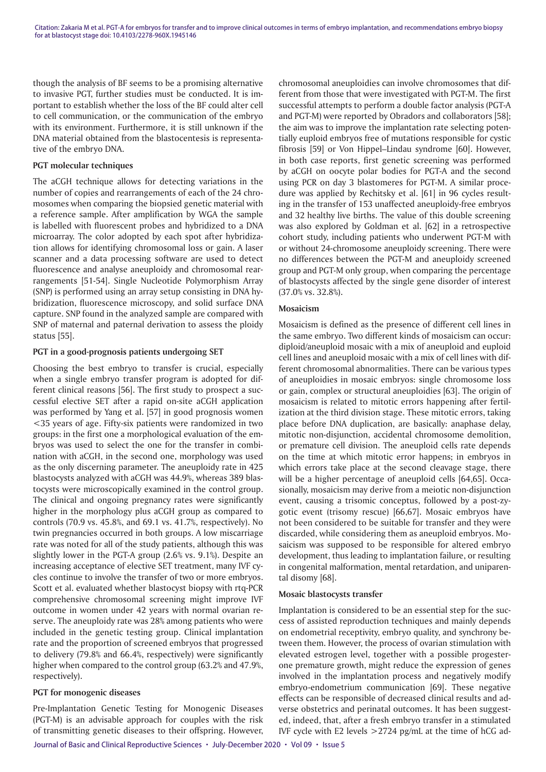though the analysis of BF seems to be a promising alternative to invasive PGT, further studies must be conducted. It is important to establish whether the loss of the BF could alter cell to cell communication, or the communication of the embryo with its environment. Furthermore, it is still unknown if the DNA material obtained from the blastocentesis is representative of the embryo DNA.

### PGT molecular techniques

The aCGH technique allows for detecting variations in the number of copies and rearrangements of each of the 24 chromosomes when comparing the biopsied genetic material with a reference sample. After amplification by WGA the sample is labelled with fluorescent probes and hybridized to a DNA microarray. The color adopted by each spot after hybridization allows for identifying chromosomal loss or gain. A laser scanner and a data processing software are used to detect fluorescence and analyse aneuploidy and chromosomal rearrangements [51-54]. Single Nucleotide Polymorphism Array (SNP) is performed using an array setup consisting in DNA hybridization, fluorescence microscopy, and solid surface DNA capture. SNP found in the analyzed sample are compared with SNP of maternal and paternal derivation to assess the ploidy status [55].

### PGT in a good-prognosis patients undergoing SET

Choosing the best embryo to transfer is crucial, especially when a single embryo transfer program is adopted for different clinical reasons [56]. The first study to prospect a successful elective SET after a rapid on-site aCGH application was performed by Yang et al. [57] in good prognosis women <35 years of age. Fifty-six patients were randomized in two groups: in the first one a morphological evaluation of the embryos was used to select the one for the transfer in combination with aCGH, in the second one, morphology was used as the only discerning parameter. The aneuploidy rate in 425 blastocysts analyzed with aCGH was 44.9%, whereas 389 blastocysts were microscopically examined in the control group. The clinical and ongoing pregnancy rates were significantly higher in the morphology plus aCGH group as compared to controls (70.9 vs. 45.8%, and 69.1 vs. 41.7%, respectively). No twin pregnancies occurred in both groups. A low miscarriage rate was noted for all of the study patients, although this was slightly lower in the PGT-A group (2.6% vs. 9.1%). Despite an increasing acceptance of elective SET treatment, many IVF cycles continue to involve the transfer of two or more embryos. Scott et al. evaluated whether blastocyst biopsy with rtq-PCR comprehensive chromosomal screening might improve IVF outcome in women under 42 years with normal ovarian reserve. The aneuploidy rate was 28% among patients who were included in the genetic testing group. Clinical implantation rate and the proportion of screened embryos that progressed to delivery (79.8% and 66.4%, respectively) were significantly higher when compared to the control group (63.2% and 47.9%, respectively).

### PGT for monogenic diseases

Pre-Implantation Genetic Testing for Monogenic Diseases (PGT-M) is an advisable approach for couples with the risk of transmitting genetic diseases to their offspring. However, chromosomal aneuploidies can involve chromosomes that different from those that were investigated with PGT-M. The first successful attempts to perform a double factor analysis (PGT-A and PGT-M) were reported by Obradors and collaborators [58]; the aim was to improve the implantation rate selecting potentially euploid embryos free of mutations responsible for cystic fibrosis [59] or Von Hippel–Lindau syndrome [60]. However, in both case reports, first genetic screening was performed by aCGH on oocyte polar bodies for PGT-A and the second using PCR on day 3 blastomeres for PGT-M. A similar procedure was applied by Rechitsky et al. [61] in 96 cycles resulting in the transfer of 153 unaffected aneuploidy-free embryos and 32 healthy live births. The value of this double screening was also explored by Goldman et al. [62] in a retrospective cohort study, including patients who underwent PGT-M with or without 24-chromosome aneuploidy screening. There were no differences between the PGT-M and aneuploidy screened group and PGT-M only group, when comparing the percentage of blastocysts affected by the single gene disorder of interest (37.0% vs. 32.8%).

### Mosaicism

Mosaicism is defined as the presence of different cell lines in the same embryo. Two different kinds of mosaicism can occur: diploid/aneuploid mosaic with a mix of aneuploid and euploid cell lines and aneuploid mosaic with a mix of cell lines with different chromosomal abnormalities. There can be various types of aneuploidies in mosaic embryos: single chromosome loss or gain, complex or structural aneuploidies [63]. The origin of mosaicism is related to mitotic errors happening after fertilization at the third division stage. These mitotic errors, taking place before DNA duplication, are basically: anaphase delay, mitotic non-disjunction, accidental chromosome demolition, or premature cell division. The aneuploid cells rate depends on the time at which mitotic error happens; in embryos in which errors take place at the second cleavage stage, there will be a higher percentage of aneuploid cells [64,65]. Occasionally, mosaicism may derive from a meiotic non-disjunction event, causing a trisomic conceptus, followed by a post-zygotic event (trisomy rescue) [66,67]. Mosaic embryos have not been considered to be suitable for transfer and they were discarded, while considering them as aneuploid embryos. Mosaicism was supposed to be responsible for altered embryo development, thus leading to implantation failure, or resulting in congenital malformation, mental retardation, and uniparental disomy [68].

### Mosaic blastocysts transfer

Implantation is considered to be an essential step for the success of assisted reproduction techniques and mainly depends on endometrial receptivity, embryo quality, and synchrony between them. However, the process of ovarian stimulation with elevated estrogen level, together with a possible progesterone premature growth, might reduce the expression of genes involved in the implantation process and negatively modify embryo-endometrium communication [69]. These negative effects can be responsible of decreased clinical results and adverse obstetrics and perinatal outcomes. It has been suggested, indeed, that, after a fresh embryo transfer in a stimulated IVF cycle with E2 levels >2724 pg/mL at the time of hCG ad-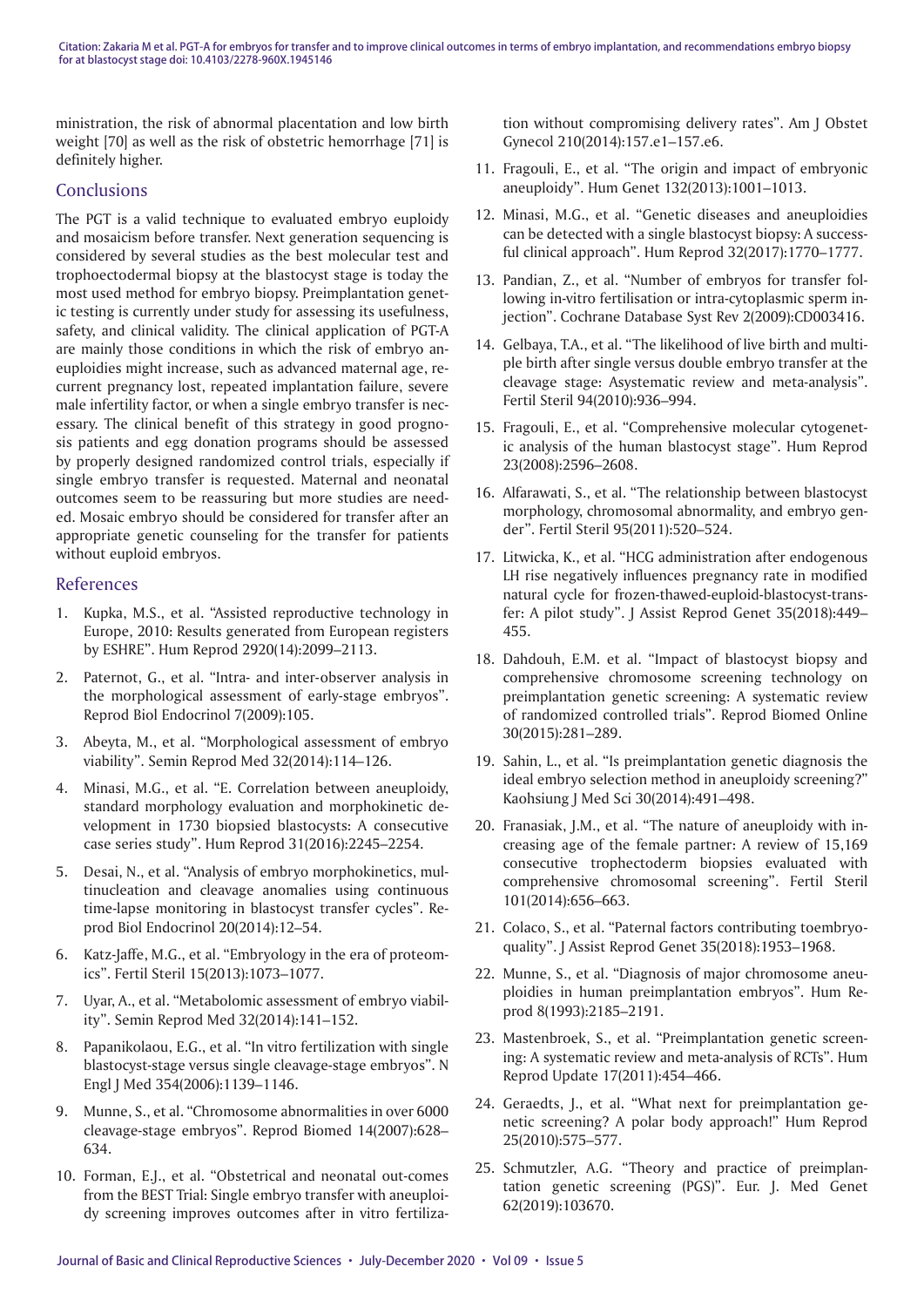ministration, the risk of abnormal placentation and low birth weight [70] as well as the risk of obstetric hemorrhage [71] is definitely higher.

## Conclusions

The PGT is a valid technique to evaluated embryo euploidy and mosaicism before transfer. Next generation sequencing is considered by several studies as the best molecular test and trophoectodermal biopsy at the blastocyst stage is today the most used method for embryo biopsy. Preimplantation genetic testing is currently under study for assessing its usefulness, safety, and clinical validity. The clinical application of PGT-A are mainly those conditions in which the risk of embryo aneuploidies might increase, such as advanced maternal age, recurrent pregnancy lost, repeated implantation failure, severe male infertility factor, or when a single embryo transfer is necessary. The clinical benefit of this strategy in good prognosis patients and egg donation programs should be assessed by properly designed randomized control trials, especially if single embryo transfer is requested. Maternal and neonatal outcomes seem to be reassuring but more studies are needed. Mosaic embryo should be considered for transfer after an appropriate genetic counseling for the transfer for patients without euploid embryos.

## References

1. Kupka, M.S., et al. "Assisted reproductive technology in Europe, 2010: Results generated from European registers by ESHRE". Hum Reprod 2920(14):2099–2113.
2. Paternot, G., et al. "Intra- and inter-observer analysis in the morphological assessment of early-stage embryos". Reprod Biol Endocrinol 7(2009):105.
3. Abeyta, M., et al. "Morphological assessment of embryo viability". Semin Reprod Med 32(2014):114–126.
4. Minasi, M.G., et al. "E. Correlation between aneuploidy, standard morphology evaluation and morphokinetic development in 1730 biopsied blastocysts: A consecutive case series study". Hum Reprod 31(2016):2245–2254.
5. Desai, N., et al. "Analysis of embryo morphokinetics, multinucleation and cleavage anomalies using continuous time-lapse monitoring in blastocyst transfer cycles". Reprod Biol Endocrinol 20(2014):12–54.
6. Katz-Jaffe, M.G., et al. "Embryology in the era of proteomics". Fertil Steril 15(2013):1073–1077.
7. Uyar, A., et al. "Metabolomic assessment of embryo viability". Semin Reprod Med 32(2014):141–152.
8. Papanikolaou, E.G., et al. "In vitro fertilization with single blastocyst-stage versus single cleavage-stage embryos". N Engl J Med 354(2006):1139–1146.
9. Munne, S., et al. "Chromosome abnormalities in over 6000 cleavage-stage embryos". Reprod Biomed 14(2007):628–634.
10. Forman, E.J., et al. "Obstetrical and neonatal out-comes from the BEST Trial: Single embryo transfer with aneuploidy screening improves outcomes after in vitro fertilization without compromising delivery rates". Am J Obstet Gynecol 210(2014):157.e1–157.e6.
11. Fragouli, E., et al. "The origin and impact of embryonic aneuploidy". Hum Genet 132(2013):1001–1013.
12. Minasi, M.G., et al. "Genetic diseases and aneuploidies can be detected with a single blastocyst biopsy: A successful clinical approach". Hum Reprod 32(2017):1770–1777.
13. Pandian, Z., et al. "Number of embryos for transfer following in-vitro fertilisation or intra-cytoplasmic sperm injection". Cochrane Database Syst Rev 2(2009):CD003416.
14. Gelbaya, T.A., et al. "The likelihood of live birth and multiple birth after single versus double embryo transfer at the cleavage stage: Asystematic review and meta-analysis". Fertil Steril 94(2010):936–994.
15. Fragouli, E., et al. "Comprehensive molecular cytogenetic analysis of the human blastocyst stage". Hum Reprod 23(2008):2596–2608.
16. Alfarawati, S., et al. "The relationship between blastocyst morphology, chromosomal abnormality, and embryo gender". Fertil Steril 95(2011):520–524.
17. Litwicka, K., et al. "HCG administration after endogenous LH rise negatively influences pregnancy rate in modified natural cycle for frozen-thawed-euploid-blastocyst-transfer: A pilot study". J Assist Reprod Genet 35(2018):449–455.
18. Dahdouh, E.M. et al. "Impact of blastocyst biopsy and comprehensive chromosome screening technology on preimplantation genetic screening: A systematic review of randomized controlled trials". Reprod Biomed Online 30(2015):281–289.
19. Sahin, L., et al. "Is preimplantation genetic diagnosis the ideal embryo selection method in aneuploidy screening?" Kaohsiung J Med Sci 30(2014):491–498.
20. Franasiak, J.M., et al. "The nature of aneuploidy with increasing age of the female partner: A review of 15,169 consecutive trophectoderm biopsies evaluated with comprehensive chromosomal screening". Fertil Steril 101(2014):656–663.
21. Colaco, S., et al. "Paternal factors contributing toembryoquality". J Assist Reprod Genet 35(2018):1953–1968.
22. Munne, S., et al. "Diagnosis of major chromosome aneuploidies in human preimplantation embryos". Hum Reprod 8(1993):2185–2191.
23. Mastenbroek, S., et al. "Preimplantation genetic screening: A systematic review and meta-analysis of RCTs". Hum Reprod Update 17(2011):454–466.
24. Geraedts, J., et al. "What next for preimplantation genetic screening? A polar body approach!" Hum Reprod 25(2010):575–577.
25. Schmutzler, A.G. "Theory and practice of preimplantation genetic screening (PGS)". Eur. J. Med Genet 62(2019):103670.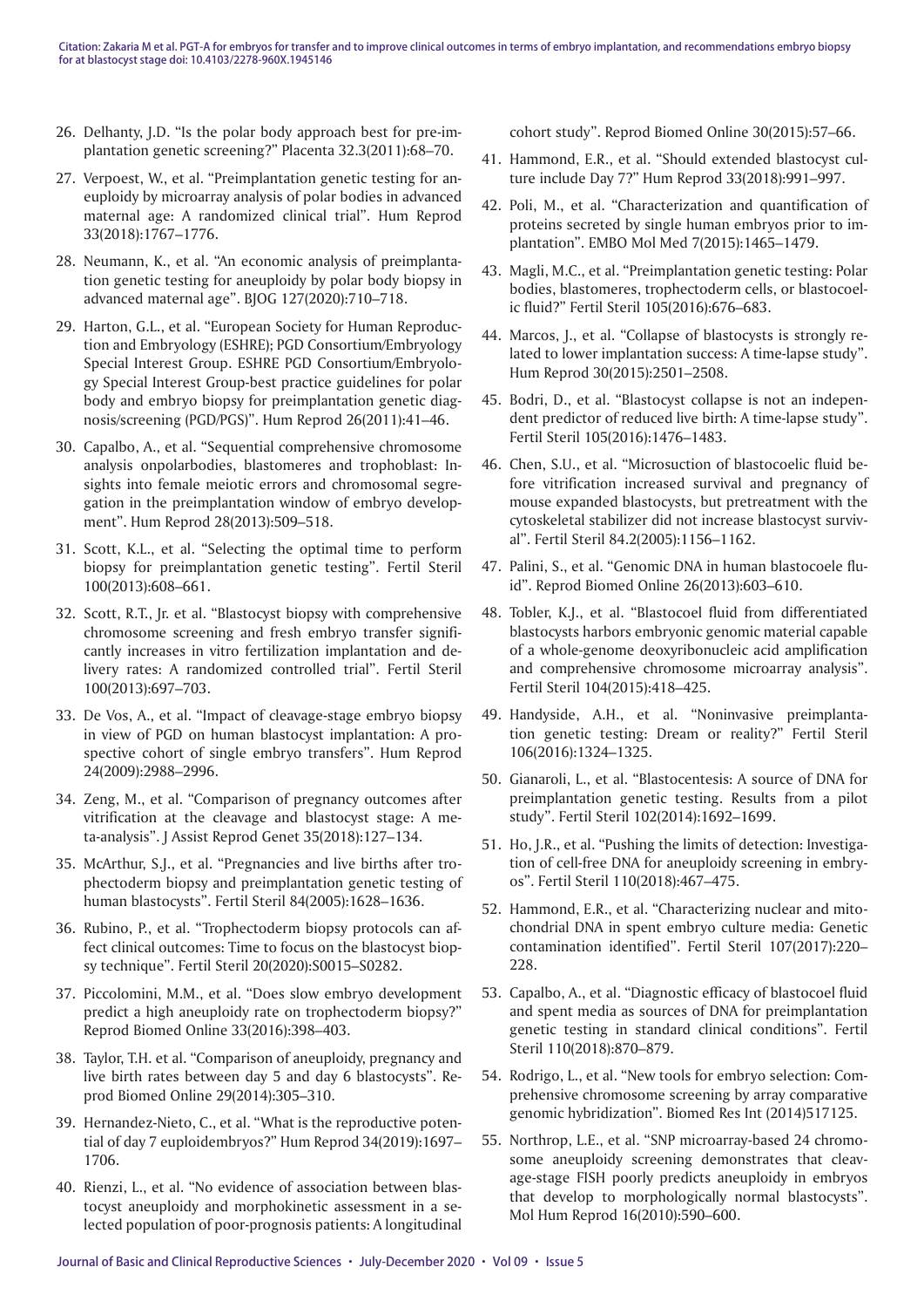26. Delhanty, J.D. "Is the polar body approach best for pre-implantation genetic screening?" Placenta 32.3(2011):68–70.
27. Verpoest, W., et al. "Preimplantation genetic testing for aneuploidy by microarray analysis of polar bodies in advanced maternal age: A randomized clinical trial". Hum Reprod 33(2018):1767–1776.
28. Neumann, K., et al. "An economic analysis of preimplantation genetic testing for aneuploidy by polar body biopsy in advanced maternal age". BJOG 127(2020):710–718.
29. Harton, G.L., et al. "European Society for Human Reproduction and Embryology (ESHRE); PGD Consortium/Embryology Special Interest Group. ESHRE PGD Consortium/Embryology Special Interest Group-best practice guidelines for polar body and embryo biopsy for preimplantation genetic diagnosis/screening (PGD/PGS)". Hum Reprod 26(2011):41–46.
30. Capalbo, A., et al. "Sequential comprehensive chromosome analysis onpolarbodies, blastomeres and trophoblast: Insights into female meiotic errors and chromosomal segregation in the preimplantation window of embryo development". Hum Reprod 28(2013):509–518.
31. Scott, K.L., et al. "Selecting the optimal time to perform biopsy for preimplantation genetic testing". Fertil Steril 100(2013):608–661.
32. Scott, R.T., Jr. et al. "Blastocyst biopsy with comprehensive chromosome screening and fresh embryo transfer significantly increases in vitro fertilization implantation and delivery rates: A randomized controlled trial". Fertil Steril 100(2013):697–703.
33. De Vos, A., et al. "Impact of cleavage-stage embryo biopsy in view of PGD on human blastocyst implantation: A prospective cohort of single embryo transfers". Hum Reprod 24(2009):2988–2996.
34. Zeng, M., et al. "Comparison of pregnancy outcomes after vitrification at the cleavage and blastocyst stage: A meta-analysis". J Assist Reprod Genet 35(2018):127–134.
35. McArthur, S.J., et al. "Pregnancies and live births after trophectoderm biopsy and preimplantation genetic testing of human blastocysts". Fertil Steril 84(2005):1628–1636.
36. Rubino, P., et al. "Trophectoderm biopsy protocols can affect clinical outcomes: Time to focus on the blastocyst biopsy technique". Fertil Steril 20(2020):S0015–S0282.
37. Piccolomini, M.M., et al. "Does slow embryo development predict a high aneuploidy rate on trophectoderm biopsy?" Reprod Biomed Online 33(2016):398–403.
38. Taylor, T.H. et al. "Comparison of aneuploidy, pregnancy and live birth rates between day 5 and day 6 blastocysts". Reprod Biomed Online 29(2014):305–310.
39. Hernandez-Nieto, C., et al. "What is the reproductive potential of day 7 euploidembryos?" Hum Reprod 34(2019):1697–1706.
40. Rienzi, L., et al. "No evidence of association between blastocyst aneuploidy and morphokinetic assessment in a selected population of poor-prognosis patients: A longitudinal cohort study". Reprod Biomed Online 30(2015):57–66.
41. Hammond, E.R., et al. "Should extended blastocyst culture include Day 7?" Hum Reprod 33(2018):991–997.
42. Poli, M., et al. "Characterization and quantification of proteins secreted by single human embryos prior to implantation". EMBO Mol Med 7(2015):1465–1479.
43. Magli, M.C., et al. "Preimplantation genetic testing: Polar bodies, blastomeres, trophectoderm cells, or blastocoelic fluid?" Fertil Steril 105(2016):676–683.
44. Marcos, J., et al. "Collapse of blastocysts is strongly related to lower implantation success: A time-lapse study". Hum Reprod 30(2015):2501–2508.
45. Bodri, D., et al. "Blastocyst collapse is not an independent predictor of reduced live birth: A time-lapse study". Fertil Steril 105(2016):1476–1483.
46. Chen, S.U., et al. "Microsuction of blastocoelic fluid before vitrification increased survival and pregnancy of mouse expanded blastocysts, but pretreatment with the cytoskeletal stabilizer did not increase blastocyst survival". Fertil Steril 84.2(2005):1156–1162.
47. Palini, S., et al. "Genomic DNA in human blastocoele fluid". Reprod Biomed Online 26(2013):603–610.
48. Tobler, K.J., et al. "Blastocoel fluid from differentiated blastocysts harbors embryonic genomic material capable of a whole-genome deoxyribonucleic acid amplification and comprehensive chromosome microarray analysis". Fertil Steril 104(2015):418–425.
49. Handyside, A.H., et al. "Noninvasive preimplantation genetic testing: Dream or reality?" Fertil Steril 106(2016):1324–1325.
50. Gianaroli, L., et al. "Blastocentesis: A source of DNA for preimplantation genetic testing. Results from a pilot study". Fertil Steril 102(2014):1692–1699.
51. Ho, J.R., et al. "Pushing the limits of detection: Investigation of cell-free DNA for aneuploidy screening in embryos". Fertil Steril 110(2018):467–475.
52. Hammond, E.R., et al. "Characterizing nuclear and mitochondrial DNA in spent embryo culture media: Genetic contamination identified". Fertil Steril 107(2017):220–228.
53. Capalbo, A., et al. "Diagnostic efficacy of blastocoel fluid and spent media as sources of DNA for preimplantation genetic testing in standard clinical conditions". Fertil Steril 110(2018):870–879.
54. Rodrigo, L., et al. "New tools for embryo selection: Comprehensive chromosome screening by array comparative genomic hybridization". Biomed Res Int (2014)517125.
55. Northrop, L.E., et al. "SNP microarray-based 24 chromosome aneuploidy screening demonstrates that cleavage-stage FISH poorly predicts aneuploidy in embryos that develop to morphologically normal blastocysts". Mol Hum Reprod 16(2010):590–600.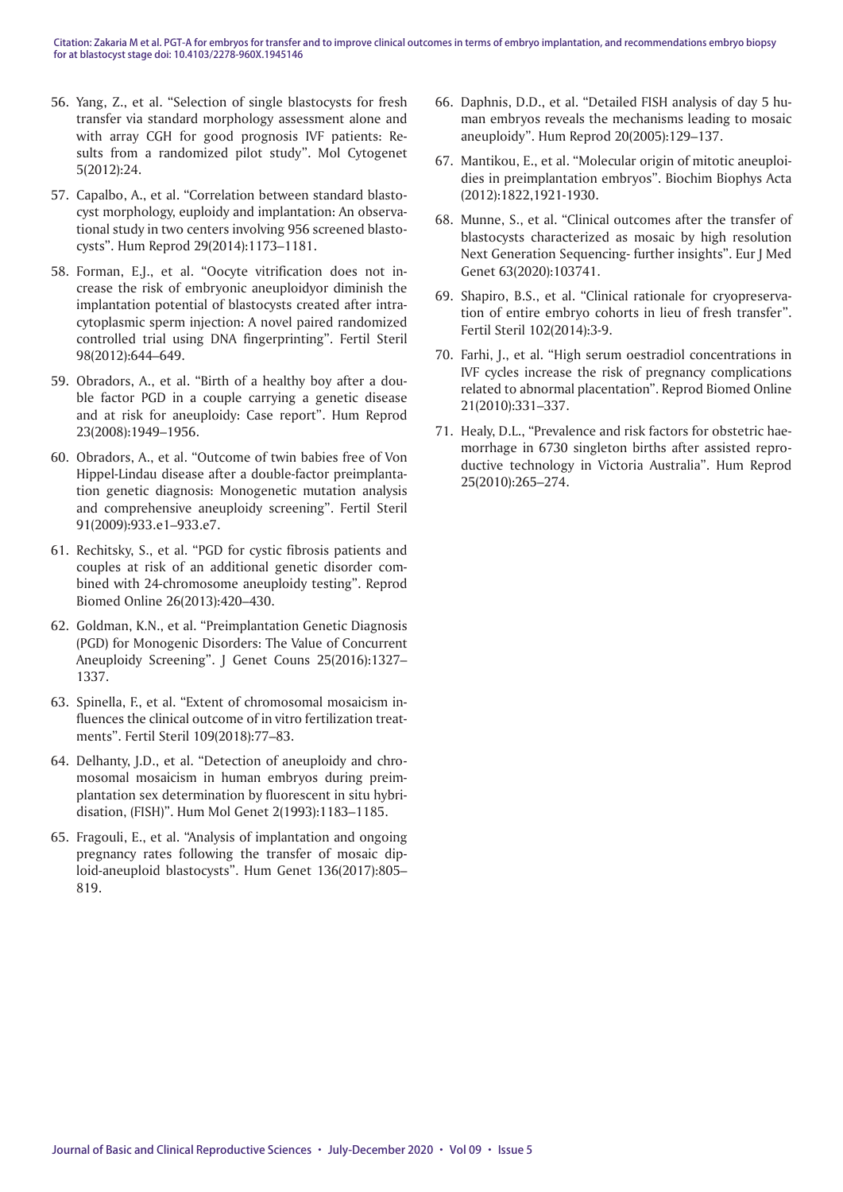56. Yang, Z., et al. "Selection of single blastocysts for fresh transfer via standard morphology assessment alone and with array CGH for good prognosis IVF patients: Results from a randomized pilot study". Mol Cytogenet 5(2012):24.

57. Capalbo, A., et al. "Correlation between standard blastocyst morphology, euploidy and implantation: An observational study in two centers involving 956 screened blastocysts". Hum Reprod 29(2014):1173–1181.

58. Forman, E.J., et al. "Oocyte vitrification does not increase the risk of embryonic aneuploidyor diminish the implantation potential of blastocysts created after intracytoplasmic sperm injection: A novel paired randomized controlled trial using DNA fingerprinting". Fertil Steril 98(2012):644–649.

59. Obradors, A., et al. "Birth of a healthy boy after a double factor PGD in a couple carrying a genetic disease and at risk for aneuploidy: Case report". Hum Reprod 23(2008):1949–1956.

60. Obradors, A., et al. "Outcome of twin babies free of Von Hippel-Lindau disease after a double-factor preimplantation genetic diagnosis: Monogenetic mutation analysis and comprehensive aneuploidy screening". Fertil Steril 91(2009):933.e1–933.e7.

61. Rechitsky, S., et al. "PGD for cystic fibrosis patients and couples at risk of an additional genetic disorder combined with 24-chromosome aneuploidy testing". Reprod Biomed Online 26(2013):420–430.

62. Goldman, K.N., et al. "Preimplantation Genetic Diagnosis (PGD) for Monogenic Disorders: The Value of Concurrent Aneuploidy Screening". J Genet Couns 25(2016):1327–1337.

63. Spinella, F., et al. "Extent of chromosomal mosaicism influences the clinical outcome of in vitro fertilization treatments". Fertil Steril 109(2018):77–83.

64. Delhanty, J.D., et al. "Detection of aneuploidy and chromosomal mosaicism in human embryos during preimplantation sex determination by fluorescent in situ hybridisation, (FISH)". Hum Mol Genet 2(1993):1183–1185.

65. Fragouli, E., et al. "Analysis of implantation and ongoing pregnancy rates following the transfer of mosaic diploid-aneuploid blastocysts". Hum Genet 136(2017):805–819.

66. Daphnis, D.D., et al. "Detailed FISH analysis of day 5 human embryos reveals the mechanisms leading to mosaic aneuploidy". Hum Reprod 20(2005):129–137.

67. Mantikou, E., et al. "Molecular origin of mitotic aneuploidies in preimplantation embryos". Biochim Biophys Acta (2012):1822,1921-1930.

68. Munne, S., et al. "Clinical outcomes after the transfer of blastocysts characterized as mosaic by high resolution Next Generation Sequencing- further insights". Eur J Med Genet 63(2020):103741.

69. Shapiro, B.S., et al. "Clinical rationale for cryopreservation of entire embryo cohorts in lieu of fresh transfer". Fertil Steril 102(2014):3-9.

70. Farhi, J., et al. "High serum oestradiol concentrations in IVF cycles increase the risk of pregnancy complications related to abnormal placentation". Reprod Biomed Online 21(2010):331–337.

71. Healy, D.L., "Prevalence and risk factors for obstetric haemorrhage in 6730 singleton births after assisted reproductive technology in Victoria Australia". Hum Reprod 25(2010):265–274.